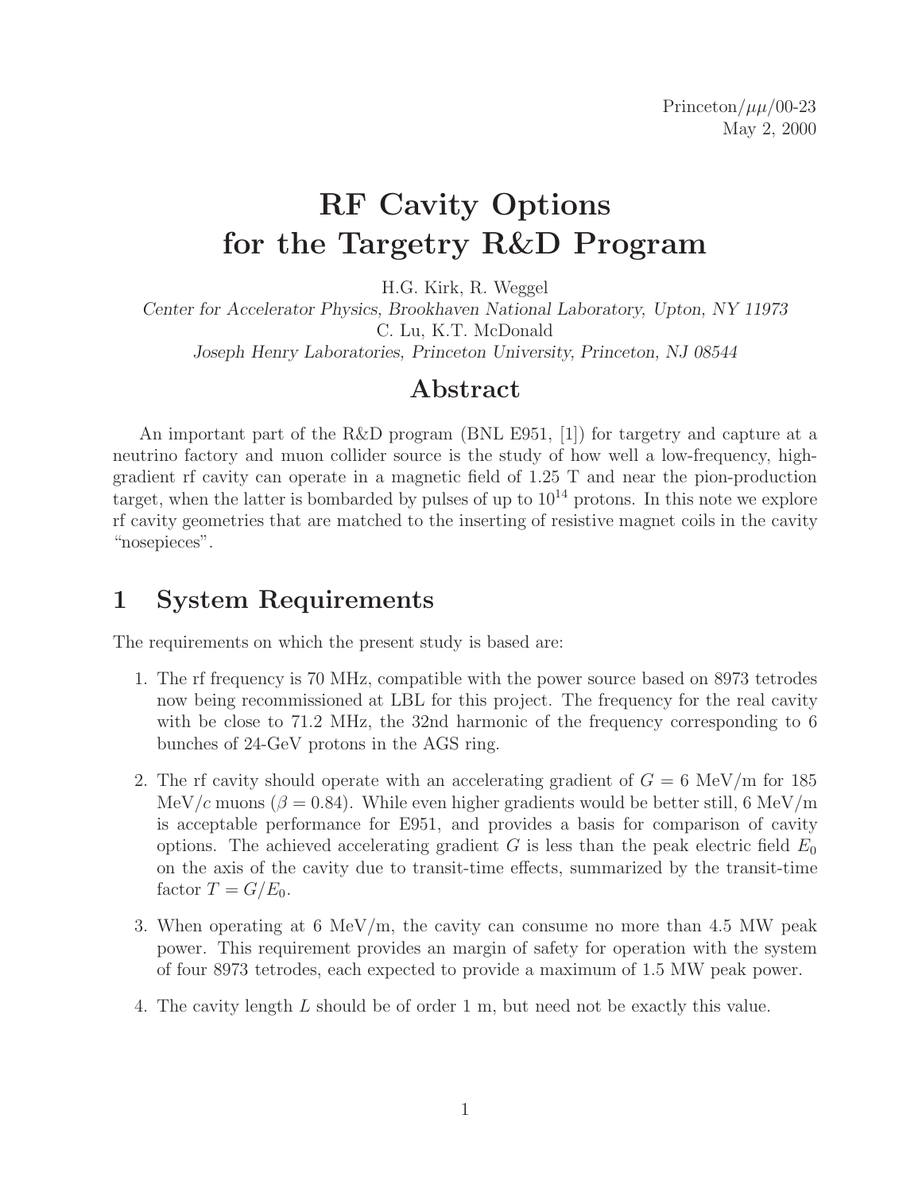Princeton/$\mu\mu$/00-23
May 2, 2000

# RF Cavity Options for the Targetry R&D Program

H.G. Kirk, R. Weggel

*Center for Accelerator Physics, Brookhaven National Laboratory, Upton, NY 11973*

C. Lu, K.T. McDonald

*Joseph Henry Laboratories, Princeton University, Princeton, NJ 08544*

## Abstract

An important part of the R&D program (BNL E951, [1]) for targetry and capture at a neutrino factory and muon collider source is the study of how well a low-frequency, high-gradient rf cavity can operate in a magnetic field of 1.25 T and near the pion-production target, when the latter is bombarded by pulses of up to $10^{14}$ protons. In this note we explore rf cavity geometries that are matched to the inserting of resistive magnet coils in the cavity "nosepieces".

## 1 System Requirements

The requirements on which the present study is based are:

1. The rf frequency is 70 MHz, compatible with the power source based on 8973 tetrodes now being recommissioned at LBL for this project. The frequency for the real cavity with be close to 71.2 MHz, the 32nd harmonic of the frequency corresponding to 6 bunches of 24-GeV protons in the AGS ring.
2. The rf cavity should operate with an accelerating gradient of $G = 6$ MeV/m for 185 MeV/$c$ muons ($\beta = 0.84$). While even higher gradients would be better still, 6 MeV/m is acceptable performance for E951, and provides a basis for comparison of cavity options. The achieved accelerating gradient $G$ is less than the peak electric field $E_0$ on the axis of the cavity due to transit-time effects, summarized by the transit-time factor $T = G/E_0$.
3. When operating at 6 MeV/m, the cavity can consume no more than 4.5 MW peak power. This requirement provides an margin of safety for operation with the system of four 8973 tetrodes, each expected to provide a maximum of 1.5 MW peak power.
4. The cavity length $L$ should be of order 1 m, but need not be exactly this value.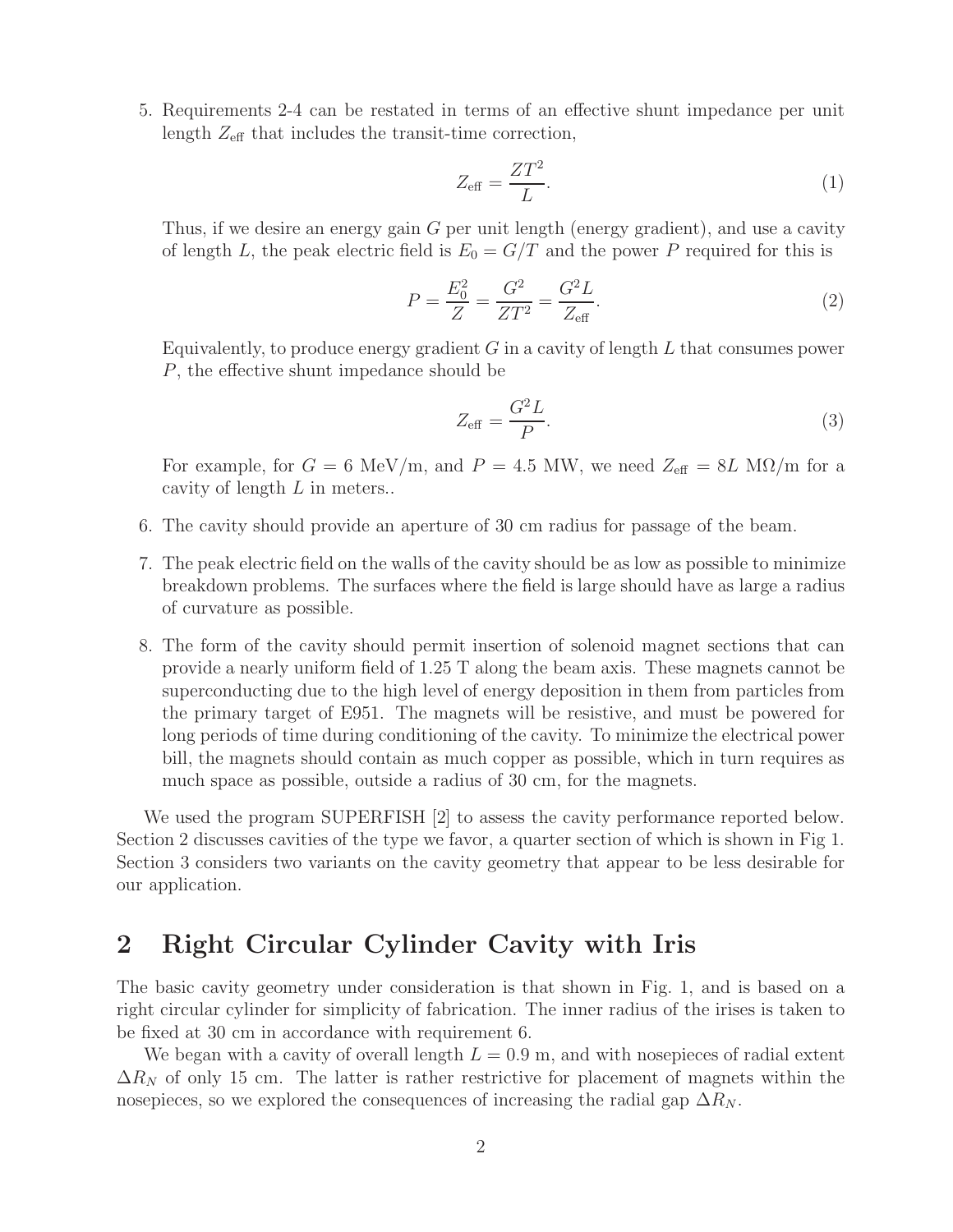5. Requirements 2-4 can be restated in terms of an effective shunt impedance per unit length $Z_{\rm eff}$ that includes the transit-time correction,

$$Z_{\rm eff} = \frac{ZT^2}{L}. \tag{1}$$

   Thus, if we desire an energy gain $G$ per unit length (energy gradient), and use a cavity of length $L$, the peak electric field is $E_0 = G/T$ and the power $P$ required for this is

$$P = \frac{E_0^2}{Z} = \frac{G^2}{ZT^2} = \frac{G^2 L}{Z_{\rm eff}}. \tag{2}$$

   Equivalently, to produce energy gradient $G$ in a cavity of length $L$ that consumes power $P$, the effective shunt impedance should be

$$Z_{\rm eff} = \frac{G^2 L}{P}. \tag{3}$$

   For example, for $G = 6$ MeV/m, and $P = 4.5$ MW, we need $Z_{\rm eff} = 8L$ M$\Omega$/m for a cavity of length $L$ in meters..

6. The cavity should provide an aperture of 30 cm radius for passage of the beam.

7. The peak electric field on the walls of the cavity should be as low as possible to minimize breakdown problems. The surfaces where the field is large should have as large a radius of curvature as possible.

8. The form of the cavity should permit insertion of solenoid magnet sections that can provide a nearly uniform field of 1.25 T along the beam axis. These magnets cannot be superconducting due to the high level of energy deposition in them from particles from the primary target of E951. The magnets will be resistive, and must be powered for long periods of time during conditioning of the cavity. To minimize the electrical power bill, the magnets should contain as much copper as possible, which in turn requires as much space as possible, outside a radius of 30 cm, for the magnets.

We used the program SUPERFISH [2] to assess the cavity performance reported below. Section 2 discusses cavities of the type we favor, a quarter section of which is shown in Fig 1. Section 3 considers two variants on the cavity geometry that appear to be less desirable for our application.

## 2 Right Circular Cylinder Cavity with Iris

The basic cavity geometry under consideration is that shown in Fig. 1, and is based on a right circular cylinder for simplicity of fabrication. The inner radius of the irises is taken to be fixed at 30 cm in accordance with requirement 6.

We began with a cavity of overall length $L = 0.9$ m, and with nosepieces of radial extent $\Delta R_N$ of only 15 cm. The latter is rather restrictive for placement of magnets within the nosepieces, so we explored the consequences of increasing the radial gap $\Delta R_N$.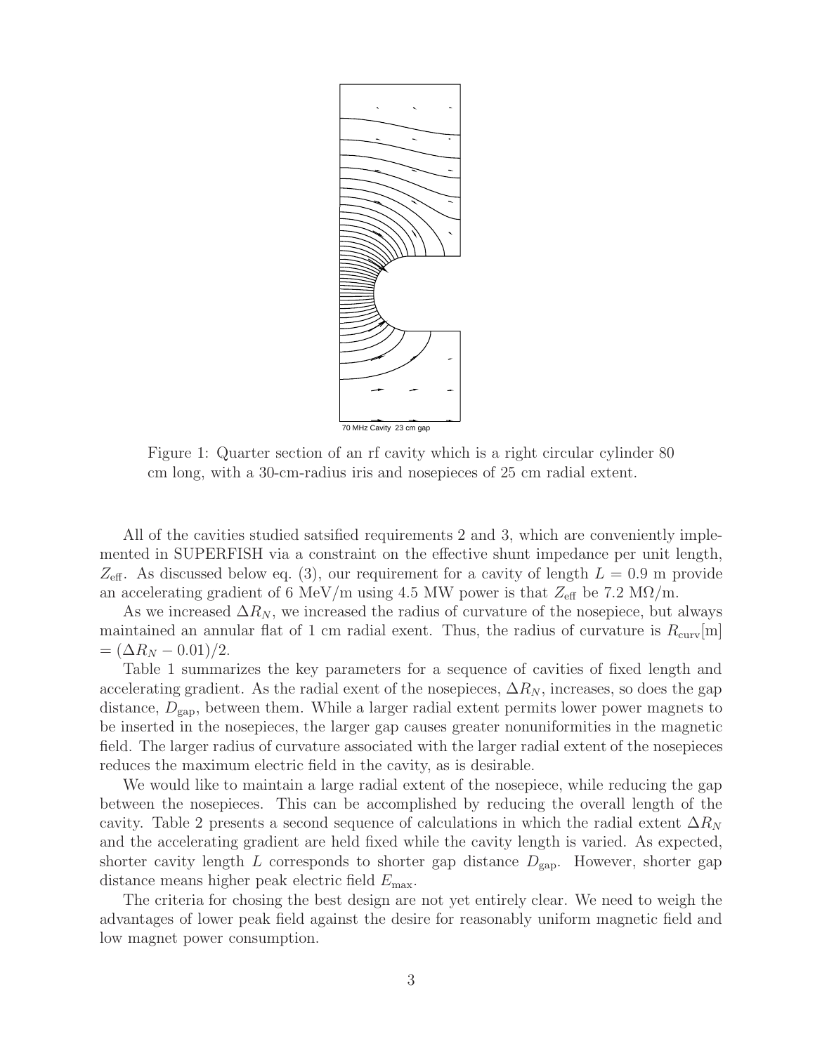70 MHz Cavity 23 cm gap

Figure 1: Quarter section of an rf cavity which is a right circular cylinder 80 cm long, with a 30-cm-radius iris and nosepieces of 25 cm radial extent.

All of the cavities studied satsified requirements 2 and 3, which are conveniently implemented in SUPERFISH via a constraint on the effective shunt impedance per unit length, $Z_{\text{eff}}$. As discussed below eq. (3), our requirement for a cavity of length $L = 0.9$ m provide an accelerating gradient of 6 MeV/m using 4.5 MW power is that $Z_{\text{eff}}$ be 7.2 M$\Omega$/m.

As we increased $\Delta R_N$, we increased the radius of curvature of the nosepiece, but always maintained an annular flat of 1 cm radial exent. Thus, the radius of curvature is $R_{\text{curv}}$[m] $= (\Delta R_N - 0.01)/2$.

Table 1 summarizes the key parameters for a sequence of cavities of fixed length and accelerating gradient. As the radial exent of the nosepieces, $\Delta R_N$, increases, so does the gap distance, $D_{\text{gap}}$, between them. While a larger radial extent permits lower power magnets to be inserted in the nosepieces, the larger gap causes greater nonuniformities in the magnetic field. The larger radius of curvature associated with the larger radial extent of the nosepieces reduces the maximum electric field in the cavity, as is desirable.

We would like to maintain a large radial extent of the nosepiece, while reducing the gap between the nosepieces. This can be accomplished by reducing the overall length of the cavity. Table 2 presents a second sequence of calculations in which the radial extent $\Delta R_N$ and the accelerating gradient are held fixed while the cavity length is varied. As expected, shorter cavity length $L$ corresponds to shorter gap distance $D_{\text{gap}}$. However, shorter gap distance means higher peak electric field $E_{\text{max}}$.

The criteria for chosing the best design are not yet entirely clear. We need to weigh the advantages of lower peak field against the desire for reasonably uniform magnetic field and low magnet power consumption.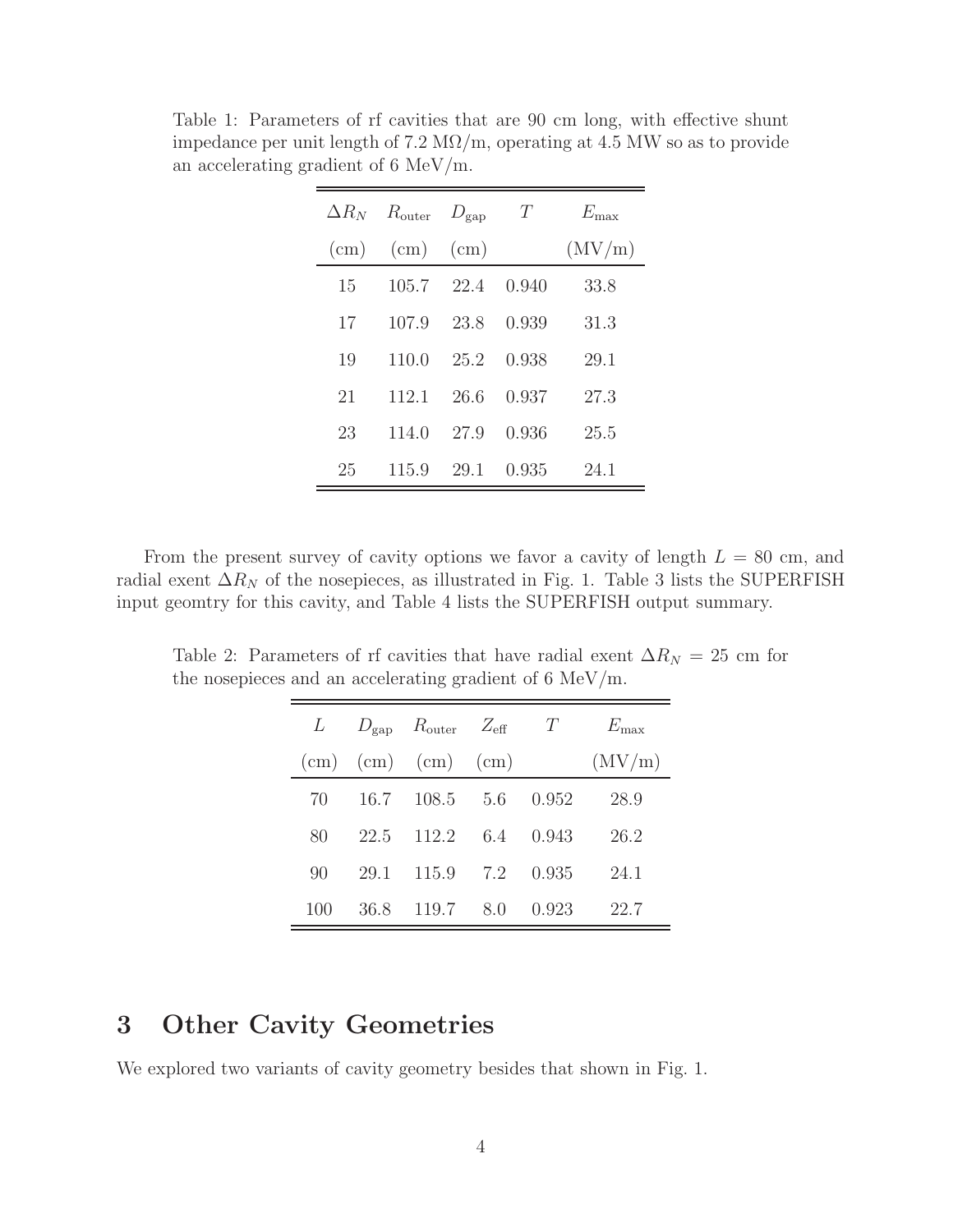Table 1: Parameters of rf cavities that are 90 cm long, with effective shunt impedance per unit length of 7.2 MΩ/m, operating at 4.5 MW so as to provide an accelerating gradient of 6 MeV/m.

| $\Delta R_N$ (cm) | $R_{\rm outer}$ (cm) | $D_{\rm gap}$ (cm) | $T$ | $E_{\rm max}$ (MV/m) |
|---|---|---|---|---|
| 15 | 105.7 | 22.4 | 0.940 | 33.8 |
| 17 | 107.9 | 23.8 | 0.939 | 31.3 |
| 19 | 110.0 | 25.2 | 0.938 | 29.1 |
| 21 | 112.1 | 26.6 | 0.937 | 27.3 |
| 23 | 114.0 | 27.9 | 0.936 | 25.5 |
| 25 | 115.9 | 29.1 | 0.935 | 24.1 |

From the present survey of cavity options we favor a cavity of length $L = 80$ cm, and radial exent $\Delta R_N$ of the nosepieces, as illustrated in Fig. 1. Table 3 lists the SUPERFISH input geomtry for this cavity, and Table 4 lists the SUPERFISH output summary.

Table 2: Parameters of rf cavities that have radial exent $\Delta R_N = 25$ cm for the nosepieces and an accelerating gradient of 6 MeV/m.

| $L$ (cm) | $D_{\rm gap}$ (cm) | $R_{\rm outer}$ (cm) | $Z_{\rm eff}$ (cm) | $T$ | $E_{\rm max}$ (MV/m) |
|---|---|---|---|---|---|
| 70 | 16.7 | 108.5 | 5.6 | 0.952 | 28.9 |
| 80 | 22.5 | 112.2 | 6.4 | 0.943 | 26.2 |
| 90 | 29.1 | 115.9 | 7.2 | 0.935 | 24.1 |
| 100 | 36.8 | 119.7 | 8.0 | 0.923 | 22.7 |

# 3 Other Cavity Geometries

We explored two variants of cavity geometry besides that shown in Fig. 1.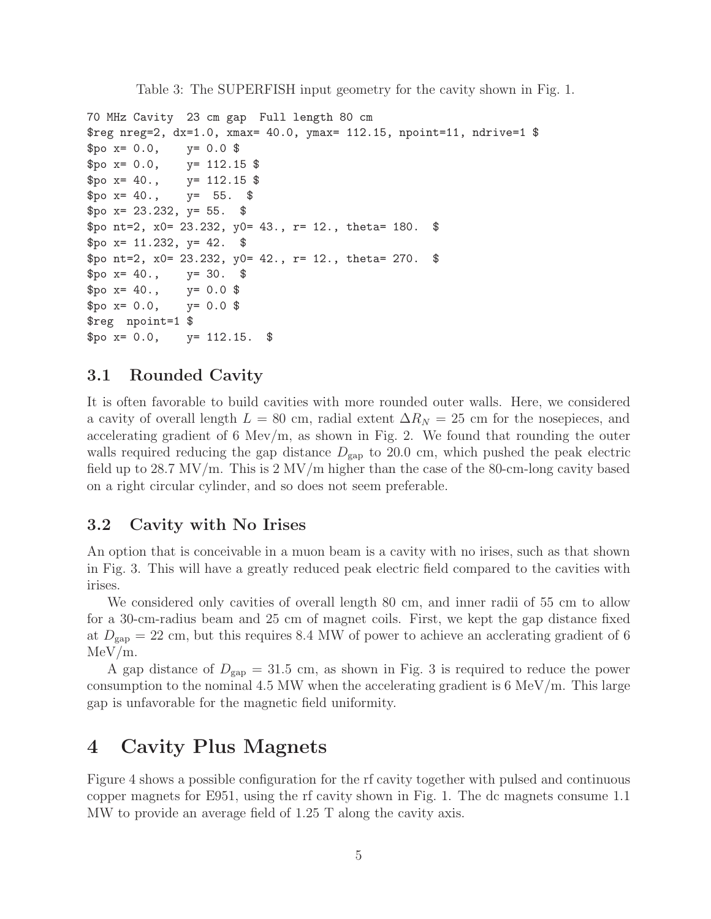Table 3: The SUPERFISH input geometry for the cavity shown in Fig. 1.

```
70 MHz Cavity  23 cm gap  Full length 80 cm
$reg nreg=2, dx=1.0, xmax= 40.0, ymax= 112.15, npoint=11, ndrive=1 $
$po x= 0.0,     y= 0.0 $
$po x= 0.0,     y= 112.15 $
$po x= 40.,     y= 112.15 $
$po x= 40.,     y=  55.  $
$po x= 23.232, y= 55.  $
$po nt=2, x0= 23.232, y0= 43., r= 12., theta= 180.  $
$po x= 11.232, y= 42.  $
$po nt=2, x0= 23.232, y0= 42., r= 12., theta= 270.  $
$po x= 40.,     y= 30.  $
$po x= 40.,     y= 0.0 $
$po x= 0.0,     y= 0.0 $
$reg  npoint=1 $
$po x= 0.0,     y= 112.15.  $
```

### 3.1 Rounded Cavity

It is often favorable to build cavities with more rounded outer walls. Here, we considered a cavity of overall length $L = 80$ cm, radial extent $\Delta R_N = 25$ cm for the nosepieces, and accelerating gradient of 6 Mev/m, as shown in Fig. 2. We found that rounding the outer walls required reducing the gap distance $D_{\rm gap}$ to 20.0 cm, which pushed the peak electric field up to 28.7 MV/m. This is 2 MV/m higher than the case of the 80-cm-long cavity based on a right circular cylinder, and so does not seem preferable.

### 3.2 Cavity with No Irises

An option that is conceivable in a muon beam is a cavity with no irises, such as that shown in Fig. 3. This will have a greatly reduced peak electric field compared to the cavities with irises.

We considered only cavities of overall length 80 cm, and inner radii of 55 cm to allow for a 30-cm-radius beam and 25 cm of magnet coils. First, we kept the gap distance fixed at $D_{\rm gap} = 22$ cm, but this requires 8.4 MW of power to achieve an acclerating gradient of 6 MeV/m.

A gap distance of $D_{\rm gap} = 31.5$ cm, as shown in Fig. 3 is required to reduce the power consumption to the nominal 4.5 MW when the accelerating gradient is 6 MeV/m. This large gap is unfavorable for the magnetic field uniformity.

## 4 Cavity Plus Magnets

Figure 4 shows a possible configuration for the rf cavity together with pulsed and continuous copper magnets for E951, using the rf cavity shown in Fig. 1. The dc magnets consume 1.1 MW to provide an average field of 1.25 T along the cavity axis.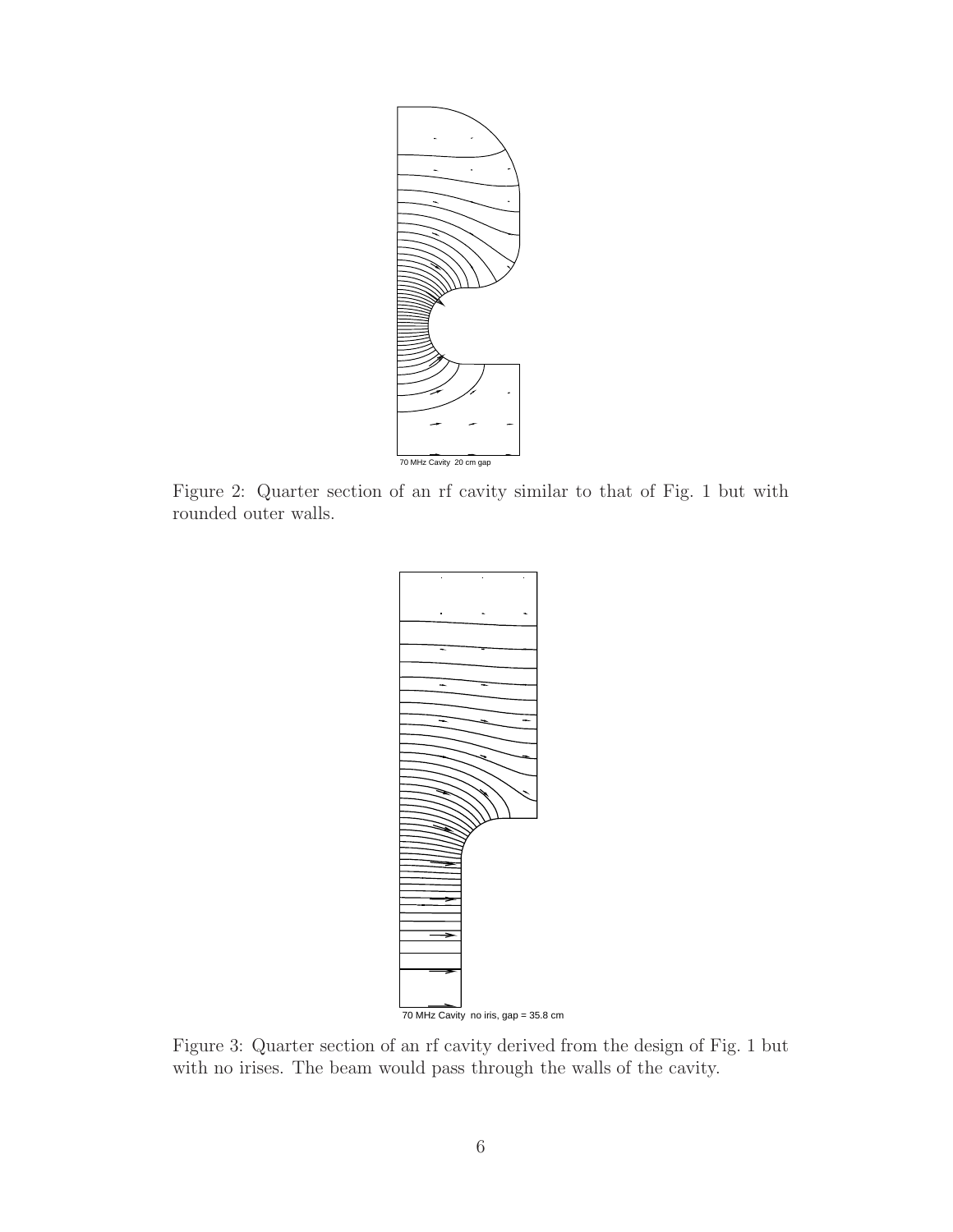70 MHz Cavity 20 cm gap

Figure 2: Quarter section of an rf cavity similar to that of Fig. 1 but with rounded outer walls.

70 MHz Cavity no iris, gap = 35.8 cm

Figure 3: Quarter section of an rf cavity derived from the design of Fig. 1 but with no irises. The beam would pass through the walls of the cavity.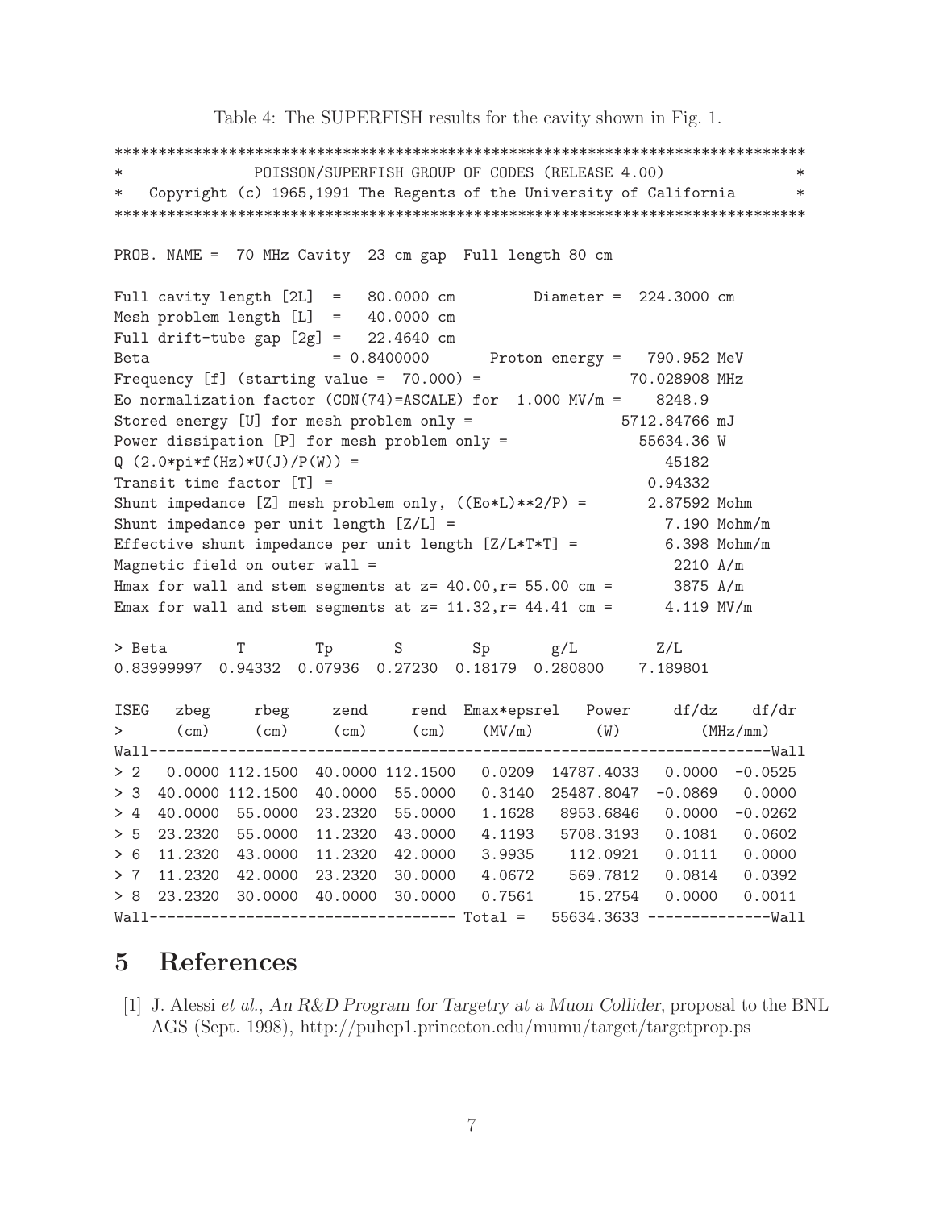Table 4: The SUPERFISH results for the cavity shown in Fig. 1.

```
******************************************************************************
*              POISSON/SUPERFISH GROUP OF CODES (RELEASE 4.00)               *
*   Copyright (c) 1965,1991 The Regents of the University of California      *
******************************************************************************

PROB. NAME =  70 MHz Cavity  23 cm gap  Full length 80 cm

Full cavity length [2L]  =   80.0000 cm        Diameter =  224.3000 cm
Mesh problem length [L]  =   40.0000 cm
Full drift-tube gap [2g] =   22.4640 cm
Beta                     = 0.8400000       Proton energy =   790.952 MeV
Frequency [f] (starting value =  70.000) =                70.028908 MHz
Eo normalization factor (CON(74)=ASCALE) for  1.000 MV/m =    8248.9
Stored energy [U] for mesh problem only =                5712.84766 mJ
Power dissipation [P] for mesh problem only =              55634.36 W
Q (2.0*pi*f(Hz)*U(J)/P(W)) =                                  45182
Transit time factor [T] =                                   0.94332
Shunt impedance [Z] mesh problem only, ((Eo*L)**2/P) =      2.87592 Mohm
Shunt impedance per unit length [Z/L] =                       7.190 Mohm/m
Effective shunt impedance per unit length [Z/L*T*T] =         6.398 Mohm/m
Magnetic field on outer wall =                                 2210 A/m
Hmax for wall and stem segments at z= 40.00,r= 55.00 cm =      3875 A/m
Emax for wall and stem segments at z= 11.32,r= 44.41 cm =     4.119 MV/m

> Beta        T         Tp        S         Sp        g/L          Z/L
0.83999997  0.94332  0.07936  0.27230  0.18179  0.280800    7.189801

ISEG   zbeg     rbeg     zend     rend  Emax*epsrel   Power     df/dz    df/dr
>      (cm)     (cm)     (cm)     (cm)    (MV/m)       (W)         (MHz/mm)
Wall---------------------------------------------------------------------------Wall
> 2   0.0000 112.1500  40.0000 112.1500    0.0209  14787.4033   0.0000  -0.0525
> 3  40.0000 112.1500  40.0000  55.0000    0.3140  25487.8047  -0.0869   0.0000
> 4  40.0000  55.0000  23.2320  55.0000    1.1628   8953.6846   0.0000  -0.0262
> 5  23.2320  55.0000  11.2320  43.0000    4.1193   5708.3193   0.1081   0.0602
> 6  11.2320  43.0000  11.2320  42.0000    3.9935    112.0921   0.0111   0.0000
> 7  11.2320  42.0000  23.2320  30.0000    4.0672    569.7812   0.0814   0.0392
> 8  23.2320  30.0000  40.0000  30.0000    0.7561     15.2754   0.0000   0.0011
Wall---------------------------------- Total =   55634.3633 --------------Wall
```

# 5 References

[1] J. Alessi *et al.*, *An R&D Program for Targetry at a Muon Collider*, proposal to the BNL AGS (Sept. 1998), http://puhep1.princeton.edu/mumu/target/targetprop.ps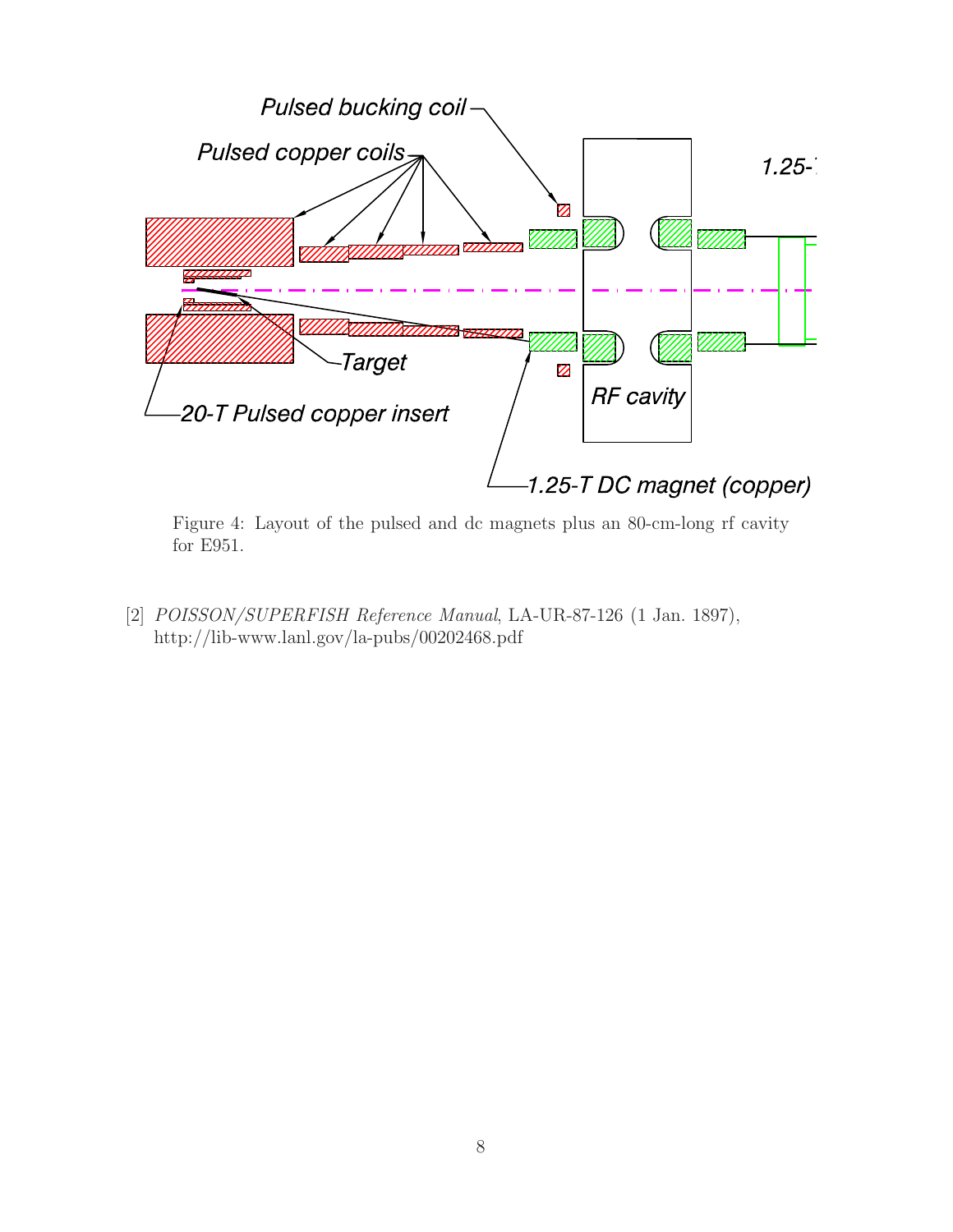Pulsed bucking coil

Pulsed copper coils

1.25-

Target

RF cavity

20-T Pulsed copper insert

1.25-T DC magnet (copper)

Figure 4: Layout of the pulsed and dc magnets plus an 80-cm-long rf cavity for E951.

[2] *POISSON/SUPERFISH Reference Manual*, LA-UR-87-126 (1 Jan. 1897), http://lib-www.lanl.gov/la-pubs/00202468.pdf